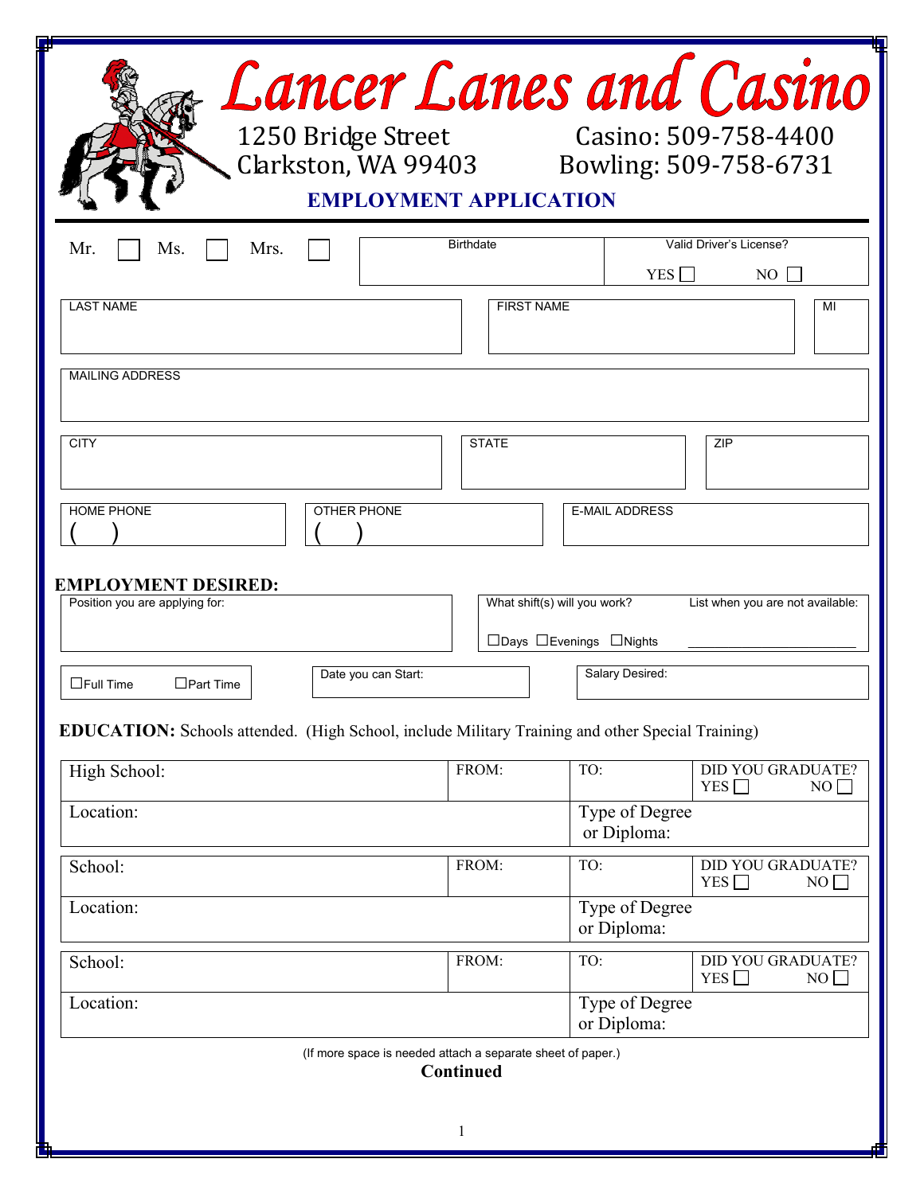# Lancer Lanes and Casino

1250 Bridge Street
Clarkston, WA 99403

Casino: 509-758-4400
Bowling: 509-758-6731

## EMPLOYMENT APPLICATION

| Mr. ☐ Ms. ☐ Mrs. ☐ | Birthdate | Valid Driver's License? YES ☐ NO ☐ |
|---|---|---|

| LAST NAME | FIRST NAME | MI |
|---|---|---|
| | | |

| MAILING ADDRESS |
|---|
| |

| CITY | STATE | ZIP |
|---|---|---|
| | | |

| HOME PHONE | OTHER PHONE | E-MAIL ADDRESS |
|---|---|---|
| ( ) | ( ) | |

### EMPLOYMENT DESIRED:

| Position you are applying for: | What shift(s) will you work? ☐Days ☐Evenings ☐Nights | List when you are not available: ______________________ |
|---|---|---|

| ☐Full Time ☐Part Time | Date you can Start: | Salary Desired: |
|---|---|---|

**EDUCATION:** Schools attended. (High School, include Military Training and other Special Training)

| High School: | FROM: | TO: | DID YOU GRADUATE? YES ☐ NO ☐ |
|---|---|---|---|
| Location: | | Type of Degree or Diploma: | |

| School: | FROM: | TO: | DID YOU GRADUATE? YES ☐ NO ☐ |
|---|---|---|---|
| Location: | | Type of Degree or Diploma: | |

| School: | FROM: | TO: | DID YOU GRADUATE? YES ☐ NO ☐ |
|---|---|---|---|
| Location: | | Type of Degree or Diploma: | |

(If more space is needed attach a separate sheet of paper.)

**Continued**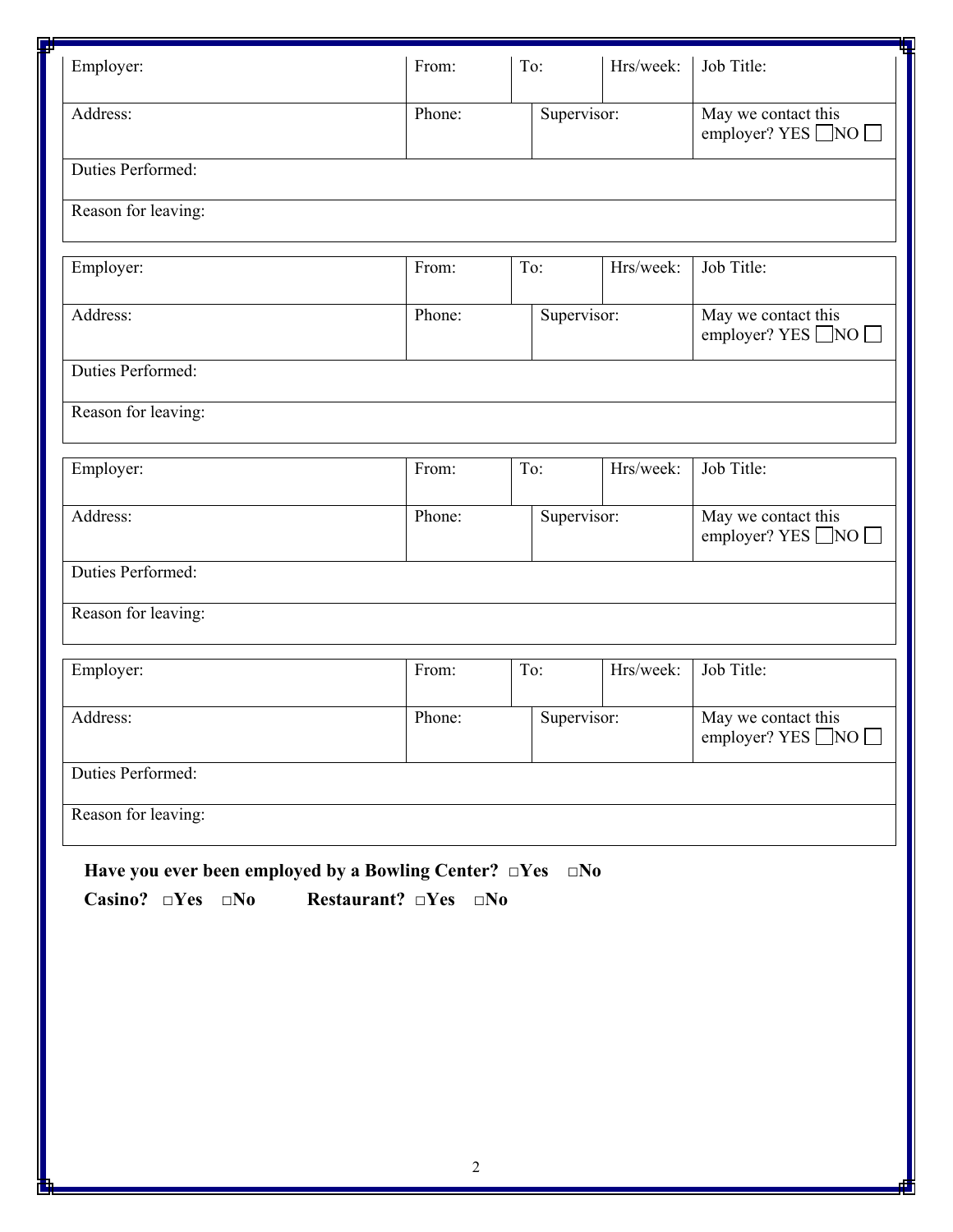| Employer: | From: | To: | Hrs/week: | Job Title: |
|---|---|---|---|---|
| Address: | Phone: | Supervisor: | | May we contact this employer? YES ☐ NO ☐ |
| Duties Performed: | | | | |
| Reason for leaving: | | | | |

| Employer: | From: | To: | Hrs/week: | Job Title: |
|---|---|---|---|---|
| Address: | Phone: | Supervisor: | | May we contact this employer? YES ☐ NO ☐ |
| Duties Performed: | | | | |
| Reason for leaving: | | | | |

| Employer: | From: | To: | Hrs/week: | Job Title: |
|---|---|---|---|---|
| Address: | Phone: | Supervisor: | | May we contact this employer? YES ☐ NO ☐ |
| Duties Performed: | | | | |
| Reason for leaving: | | | | |

| Employer: | From: | To: | Hrs/week: | Job Title: |
|---|---|---|---|---|
| Address: | Phone: | Supervisor: | | May we contact this employer? YES ☐ NO ☐ |
| Duties Performed: | | | | |
| Reason for leaving: | | | | |

**Have you ever been employed by a Bowling Center? □Yes □No**

**Casino? □Yes □No Restaurant? □Yes □No**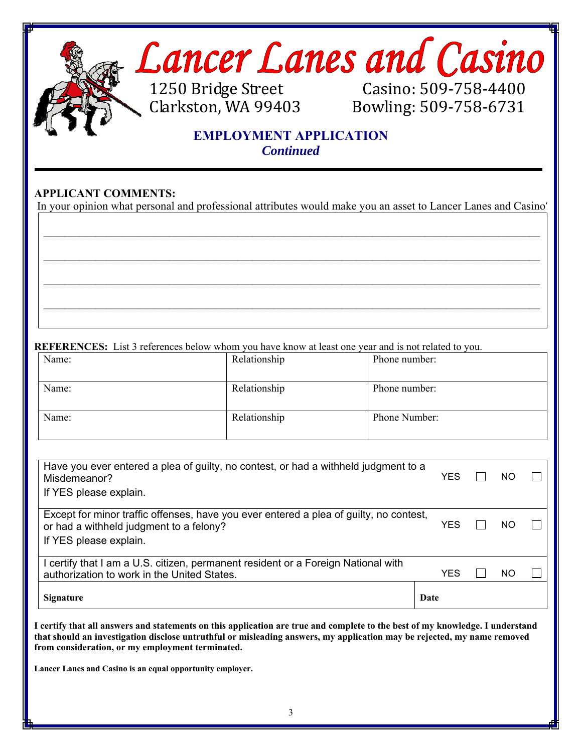# Lancer Lanes and Casino

1250 Bridge Street
Clarkston, WA 99403

Casino: 509-758-4400
Bowling: 509-758-6731

## EMPLOYMENT APPLICATION

*Continued*

**APPLICANT COMMENTS:**

In your opinion what personal and professional attributes would make you an asset to Lancer Lanes and Casino‘

\_\_\_\_\_\_\_\_\_\_\_\_\_\_\_\_\_\_\_\_\_\_\_\_\_\_\_\_\_\_\_\_\_\_\_\_\_\_\_\_\_\_\_\_\_\_\_\_\_\_\_\_\_\_\_\_\_\_\_\_\_\_\_\_\_\_\_\_\_\_\_\_\_\_\_\_\_\_

\_\_\_\_\_\_\_\_\_\_\_\_\_\_\_\_\_\_\_\_\_\_\_\_\_\_\_\_\_\_\_\_\_\_\_\_\_\_\_\_\_\_\_\_\_\_\_\_\_\_\_\_\_\_\_\_\_\_\_\_\_\_\_\_\_\_\_\_\_\_\_\_\_\_\_\_\_\_

\_\_\_\_\_\_\_\_\_\_\_\_\_\_\_\_\_\_\_\_\_\_\_\_\_\_\_\_\_\_\_\_\_\_\_\_\_\_\_\_\_\_\_\_\_\_\_\_\_\_\_\_\_\_\_\_\_\_\_\_\_\_\_\_\_\_\_\_\_\_\_\_\_\_\_\_\_\_

\_\_\_\_\_\_\_\_\_\_\_\_\_\_\_\_\_\_\_\_\_\_\_\_\_\_\_\_\_\_\_\_\_\_\_\_\_\_\_\_\_\_\_\_\_\_\_\_\_\_\_\_\_\_\_\_\_\_\_\_\_\_\_\_\_\_\_\_\_\_\_\_\_\_\_\_\_\_

**REFERENCES:** List 3 references below whom you have know at least one year and is not related to you.

| | | |
|---|---|---|
| Name: | Relationship | Phone number: |
| Name: | Relationship | Phone number: |
| Name: | Relationship | Phone Number: |

| | | |
|---|---|---|
| Have you ever entered a plea of guilty, no contest, or had a withheld judgment to a Misdemeanor?<br>If YES please explain. | YES ☐ | NO ☐ |
| Except for minor traffic offenses, have you ever entered a plea of guilty, no contest, or had a withheld judgment to a felony?<br>If YES please explain. | YES ☐ | NO ☐ |
| I certify that I am a U.S. citizen, permanent resident or a Foreign National with authorization to work in the United States. | YES ☐ | NO ☐ |
| **Signature** | **Date** | |

**I certify that all answers and statements on this application are true and complete to the best of my knowledge. I understand that should an investigation disclose untruthful or misleading answers, my application may be rejected, my name removed from consideration, or my employment terminated.**

**Lancer Lanes and Casino is an equal opportunity employer.**